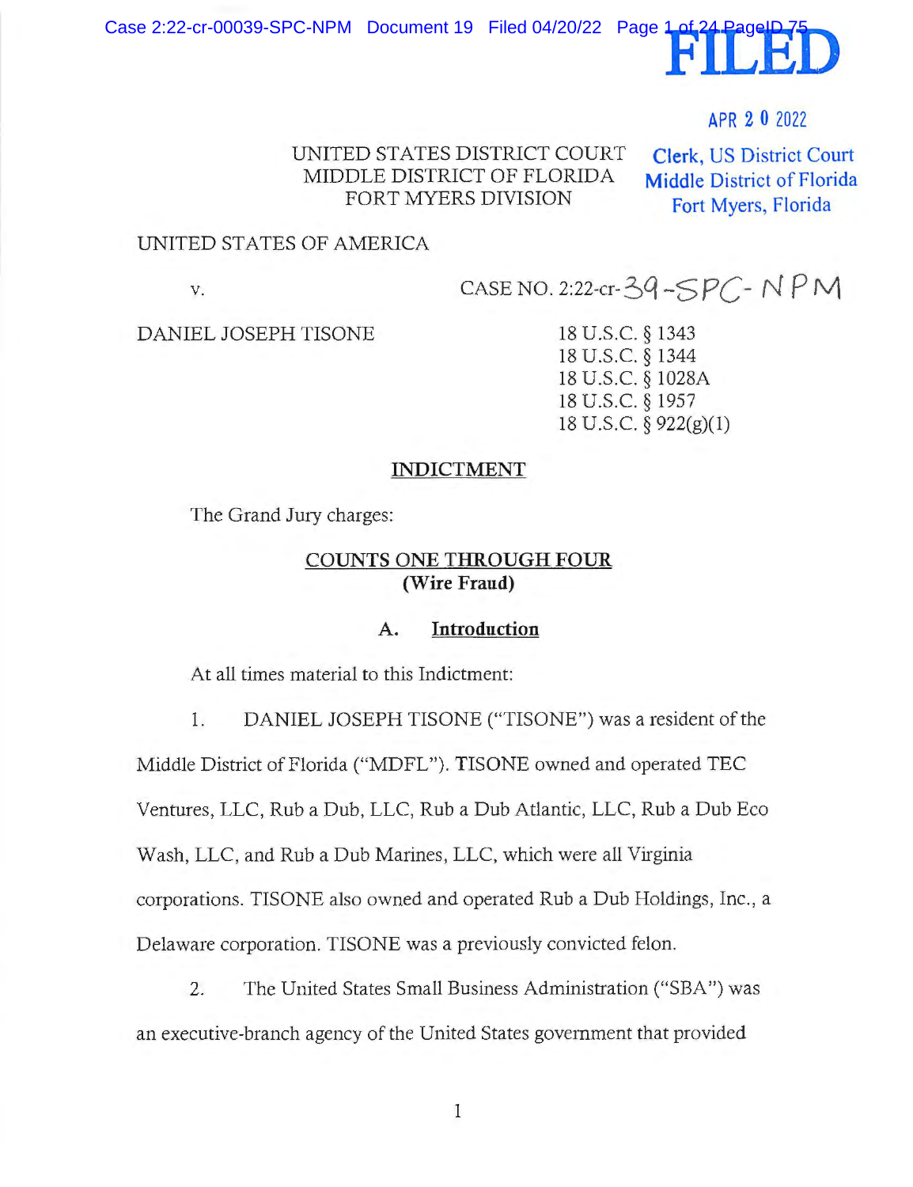FILED

APR 20 2022

Clerk, US District Court
Middle District of Florida
Fort Myers, Florida

UNITED STATES DISTRICT COURT
MIDDLE DISTRICT OF FLORIDA
FORT MYERS DIVISION

UNITED STATES OF AMERICA

v.

CASE NO. 2:22-cr-39-SPC-NPM

DANIEL JOSEPH TISONE

18 U.S.C. § 1343
18 U.S.C. § 1344
18 U.S.C. § 1028A
18 U.S.C. § 1957
18 U.S.C. § 922(g)(1)

# INDICTMENT

The Grand Jury charges:

## COUNTS ONE THROUGH FOUR
**(Wire Fraud)**

### A. Introduction

At all times material to this Indictment:

1. DANIEL JOSEPH TISONE ("TISONE") was a resident of the Middle District of Florida ("MDFL"). TISONE owned and operated TEC Ventures, LLC, Rub a Dub, LLC, Rub a Dub Atlantic, LLC, Rub a Dub Eco Wash, LLC, and Rub a Dub Marines, LLC, which were all Virginia corporations. TISONE also owned and operated Rub a Dub Holdings, Inc., a Delaware corporation. TISONE was a previously convicted felon.

2. The United States Small Business Administration ("SBA") was an executive-branch agency of the United States government that provided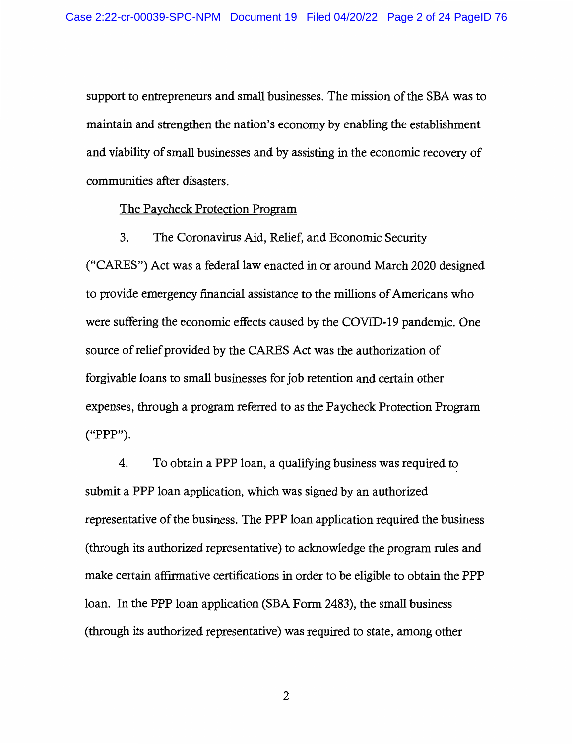support to entrepreneurs and small businesses. The mission of the SBA was to maintain and strengthen the nation's economy by enabling the establishment and viability of small businesses and by assisting in the economic recovery of communities after disasters.

The Paycheck Protection Program

3. The Coronavirus Aid, Relief, and Economic Security ("CARES") Act was a federal law enacted in or around March 2020 designed to provide emergency financial assistance to the millions of Americans who were suffering the economic effects caused by the COVID-19 pandemic. One source of relief provided by the CARES Act was the authorization of forgivable loans to small businesses for job retention and certain other expenses, through a program referred to as the Paycheck Protection Program ("PPP").

4. To obtain a PPP loan, a qualifying business was required to submit a PPP loan application, which was signed by an authorized representative of the business. The PPP loan application required the business (through its authorized representative) to acknowledge the program rules and make certain affirmative certifications in order to be eligible to obtain the PPP loan. In the PPP loan application (SBA Form 2483), the small business (through its authorized representative) was required to state, among other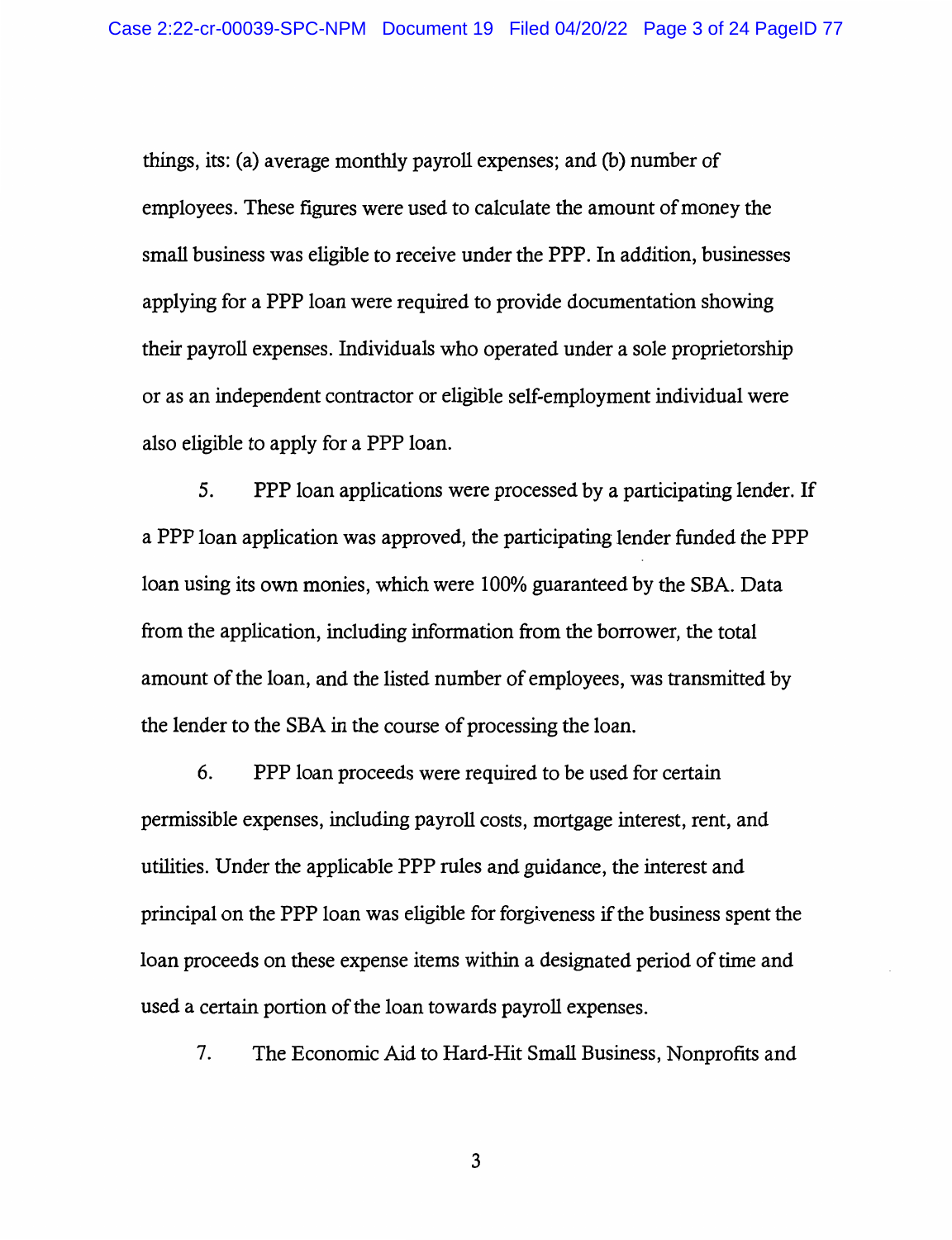things, its: (a) average monthly payroll expenses; and (b) number of employees. These figures were used to calculate the amount of money the small business was eligible to receive under the PPP. In addition, businesses applying for a PPP loan were required to provide documentation showing their payroll expenses. Individuals who operated under a sole proprietorship or as an independent contractor or eligible self-employment individual were also eligible to apply for a PPP loan.

5. PPP loan applications were processed by a participating lender. If a PPP loan application was approved, the participating lender funded the PPP loan using its own monies, which were 100% guaranteed by the SBA. Data from the application, including information from the borrower, the total amount of the loan, and the listed number of employees, was transmitted by the lender to the SBA in the course of processing the loan.

6. PPP loan proceeds were required to be used for certain permissible expenses, including payroll costs, mortgage interest, rent, and utilities. Under the applicable PPP rules and guidance, the interest and principal on the PPP loan was eligible for forgiveness if the business spent the loan proceeds on these expense items within a designated period of time and used a certain portion of the loan towards payroll expenses.

7. The Economic Aid to Hard-Hit Small Business, Nonprofits and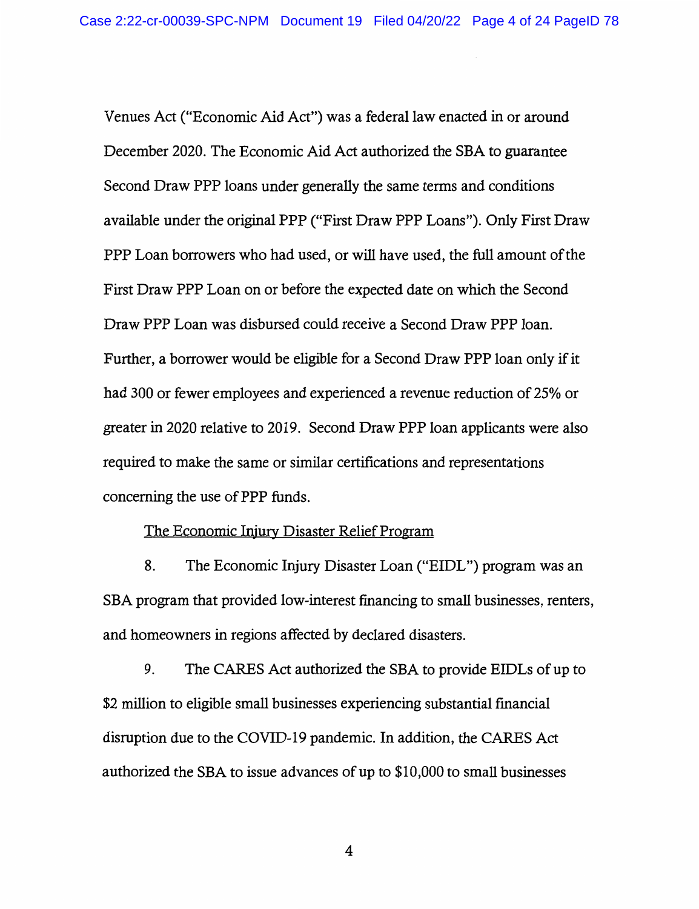Venues Act ("Economic Aid Act") was a federal law enacted in or around December 2020. The Economic Aid Act authorized the SBA to guarantee Second Draw PPP loans under generally the same terms and conditions available under the original PPP ("First Draw PPP Loans"). Only First Draw PPP Loan borrowers who had used, or will have used, the full amount of the First Draw PPP Loan on or before the expected date on which the Second Draw PPP Loan was disbursed could receive a Second Draw PPP loan. Further, a borrower would be eligible for a Second Draw PPP loan only if it had 300 or fewer employees and experienced a revenue reduction of 25% or greater in 2020 relative to 2019. Second Draw PPP loan applicants were also required to make the same or similar certifications and representations concerning the use of PPP funds.

<u>The Economic Injury Disaster Relief Program</u>

8. The Economic Injury Disaster Loan ("EIDL") program was an SBA program that provided low-interest financing to small businesses, renters, and homeowners in regions affected by declared disasters.

9. The CARES Act authorized the SBA to provide EIDLs of up to $2 million to eligible small businesses experiencing substantial financial disruption due to the COVID-19 pandemic. In addition, the CARES Act authorized the SBA to issue advances of up to $10,000 to small businesses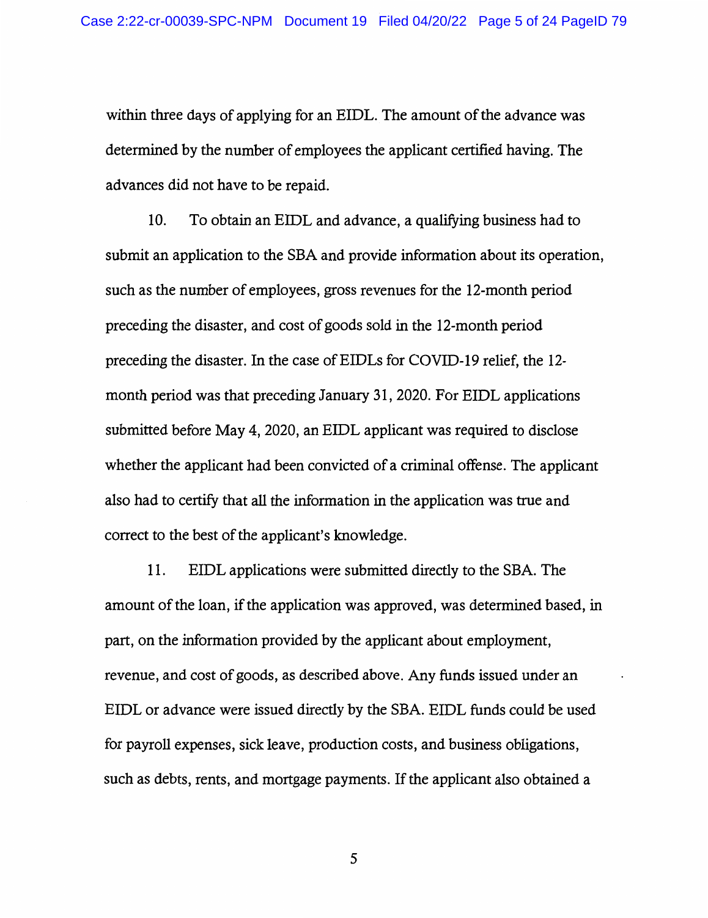within three days of applying for an EIDL. The amount of the advance was determined by the number of employees the applicant certified having. The advances did not have to be repaid.

10. To obtain an EIDL and advance, a qualifying business had to submit an application to the SBA and provide information about its operation, such as the number of employees, gross revenues for the 12-month period preceding the disaster, and cost of goods sold in the 12-month period preceding the disaster. In the case of EIDLs for COVID-19 relief, the 12-month period was that preceding January 31, 2020. For EIDL applications submitted before May 4, 2020, an EIDL applicant was required to disclose whether the applicant had been convicted of a criminal offense. The applicant also had to certify that all the information in the application was true and correct to the best of the applicant's knowledge.

11. EIDL applications were submitted directly to the SBA. The amount of the loan, if the application was approved, was determined based, in part, on the information provided by the applicant about employment, revenue, and cost of goods, as described above. Any funds issued under an EIDL or advance were issued directly by the SBA. EIDL funds could be used for payroll expenses, sick leave, production costs, and business obligations, such as debts, rents, and mortgage payments. If the applicant also obtained a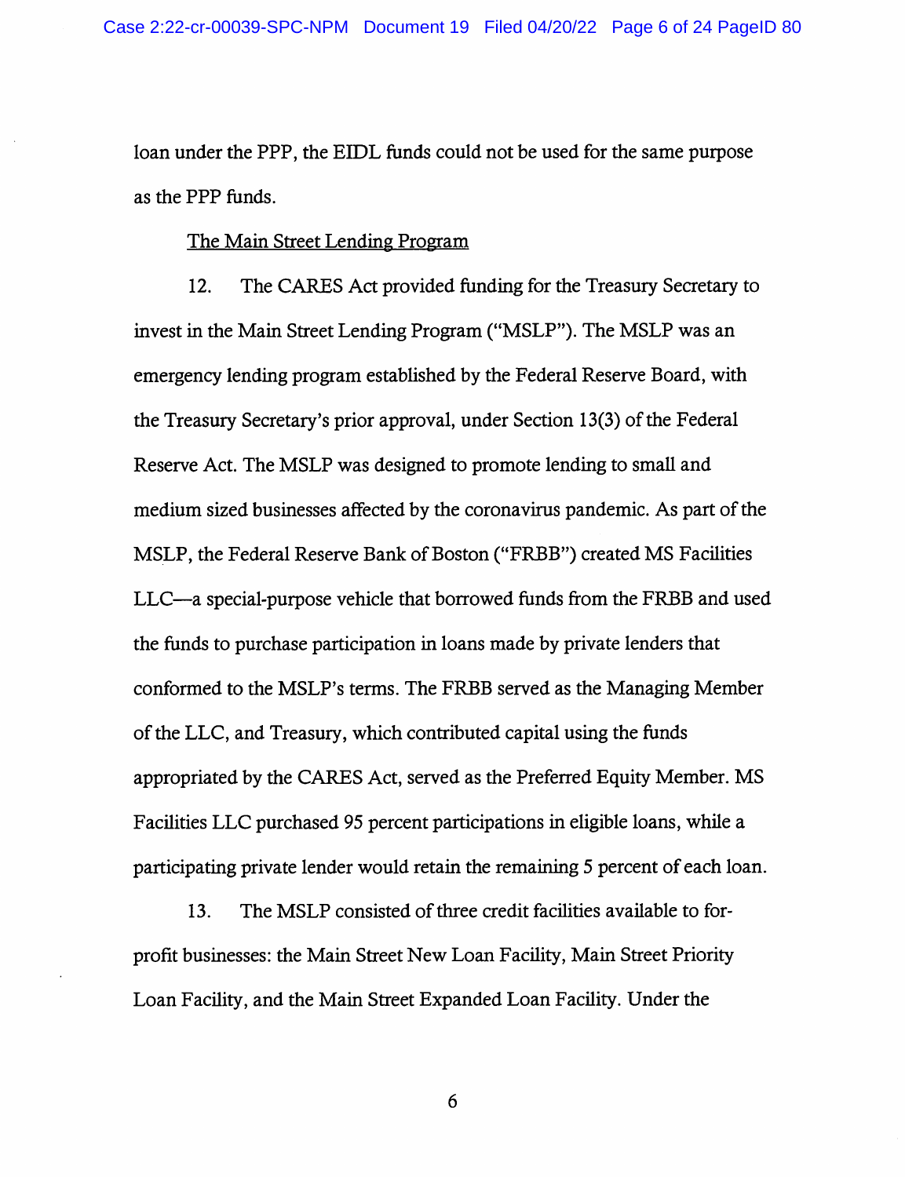loan under the PPP, the EIDL funds could not be used for the same purpose as the PPP funds.

The Main Street Lending Program

12. The CARES Act provided funding for the Treasury Secretary to invest in the Main Street Lending Program ("MSLP"). The MSLP was an emergency lending program established by the Federal Reserve Board, with the Treasury Secretary's prior approval, under Section 13(3) of the Federal Reserve Act. The MSLP was designed to promote lending to small and medium sized businesses affected by the coronavirus pandemic. As part of the MSLP, the Federal Reserve Bank of Boston ("FRBB") created MS Facilities LLC—a special-purpose vehicle that borrowed funds from the FRBB and used the funds to purchase participation in loans made by private lenders that conformed to the MSLP's terms. The FRBB served as the Managing Member of the LLC, and Treasury, which contributed capital using the funds appropriated by the CARES Act, served as the Preferred Equity Member. MS Facilities LLC purchased 95 percent participations in eligible loans, while a participating private lender would retain the remaining 5 percent of each loan.

13. The MSLP consisted of three credit facilities available to for-profit businesses: the Main Street New Loan Facility, Main Street Priority Loan Facility, and the Main Street Expanded Loan Facility. Under the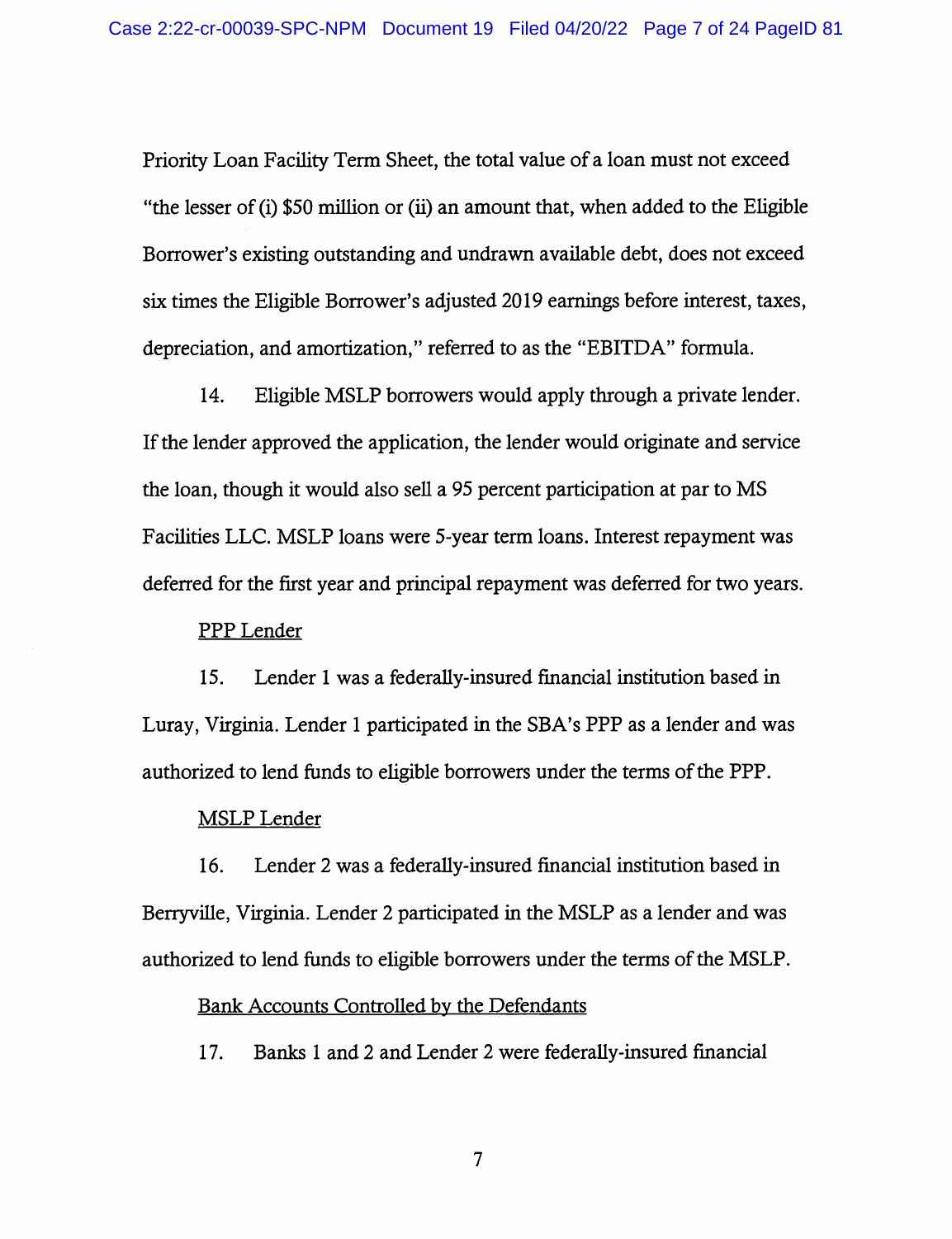Priority Loan Facility Term Sheet, the total value of a loan must not exceed "the lesser of (i) $50 million or (ii) an amount that, when added to the Eligible Borrower's existing outstanding and undrawn available debt, does not exceed six times the Eligible Borrower's adjusted 2019 earnings before interest, taxes, depreciation, and amortization," referred to as the "EBITDA" formula.

14. Eligible MSLP borrowers would apply through a private lender. If the lender approved the application, the lender would originate and service the loan, though it would also sell a 95 percent participation at par to MS Facilities LLC. MSLP loans were 5-year term loans. Interest repayment was deferred for the first year and principal repayment was deferred for two years.

<u>PPP Lender</u>

15. Lender 1 was a federally-insured financial institution based in Luray, Virginia. Lender 1 participated in the SBA's PPP as a lender and was authorized to lend funds to eligible borrowers under the terms of the PPP.

<u>MSLP Lender</u>

16. Lender 2 was a federally-insured financial institution based in Berryville, Virginia. Lender 2 participated in the MSLP as a lender and was authorized to lend funds to eligible borrowers under the terms of the MSLP.

<u>Bank Accounts Controlled by the Defendants</u>

17. Banks 1 and 2 and Lender 2 were federally-insured financial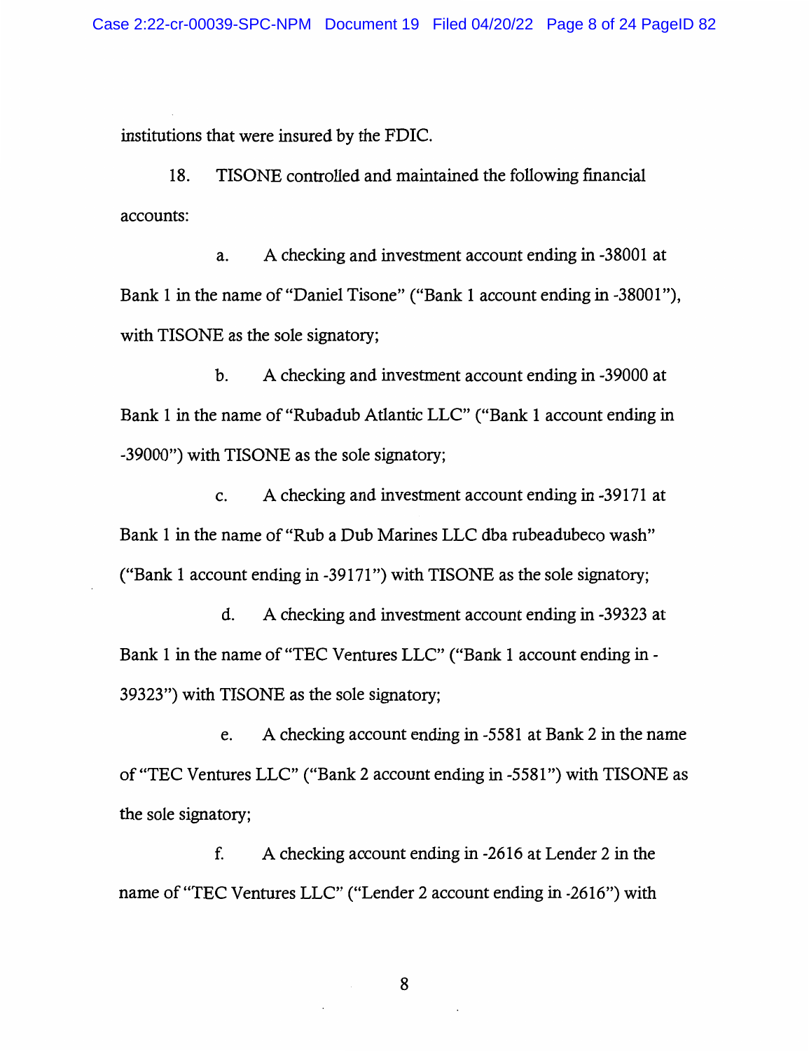institutions that were insured by the FDIC.

18. TISONE controlled and maintained the following financial accounts:

a. A checking and investment account ending in -38001 at Bank 1 in the name of "Daniel Tisone" ("Bank 1 account ending in -38001"), with TISONE as the sole signatory;

b. A checking and investment account ending in -39000 at Bank 1 in the name of "Rubadub Atlantic LLC" ("Bank 1 account ending in -39000") with TISONE as the sole signatory;

c. A checking and investment account ending in -39171 at Bank 1 in the name of "Rub a Dub Marines LLC dba rubeadubeco wash" ("Bank 1 account ending in -39171") with TISONE as the sole signatory;

d. A checking and investment account ending in -39323 at Bank 1 in the name of "TEC Ventures LLC" ("Bank 1 account ending in -39323") with TISONE as the sole signatory;

e. A checking account ending in -5581 at Bank 2 in the name of "TEC Ventures LLC" ("Bank 2 account ending in -5581") with TISONE as the sole signatory;

f. A checking account ending in -2616 at Lender 2 in the name of "TEC Ventures LLC" ("Lender 2 account ending in -2616") with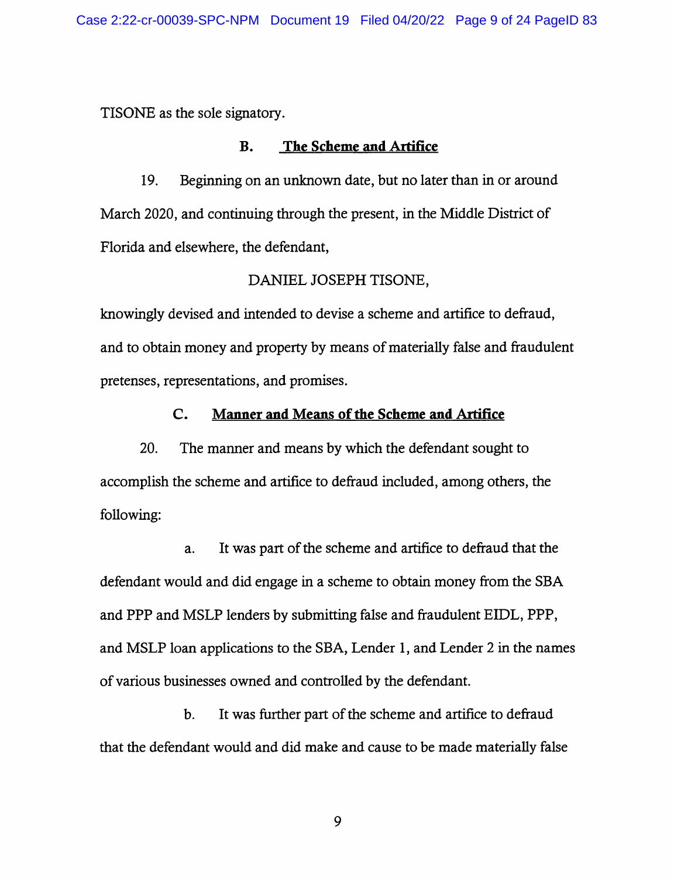TISONE as the sole signatory.

### B. The Scheme and Artifice

19. Beginning on an unknown date, but no later than in or around March 2020, and continuing through the present, in the Middle District of Florida and elsewhere, the defendant,

DANIEL JOSEPH TISONE,

knowingly devised and intended to devise a scheme and artifice to defraud, and to obtain money and property by means of materially false and fraudulent pretenses, representations, and promises.

### C. Manner and Means of the Scheme and Artifice

20. The manner and means by which the defendant sought to accomplish the scheme and artifice to defraud included, among others, the following:

a. It was part of the scheme and artifice to defraud that the defendant would and did engage in a scheme to obtain money from the SBA and PPP and MSLP lenders by submitting false and fraudulent EIDL, PPP, and MSLP loan applications to the SBA, Lender 1, and Lender 2 in the names of various businesses owned and controlled by the defendant.

b. It was further part of the scheme and artifice to defraud that the defendant would and did make and cause to be made materially false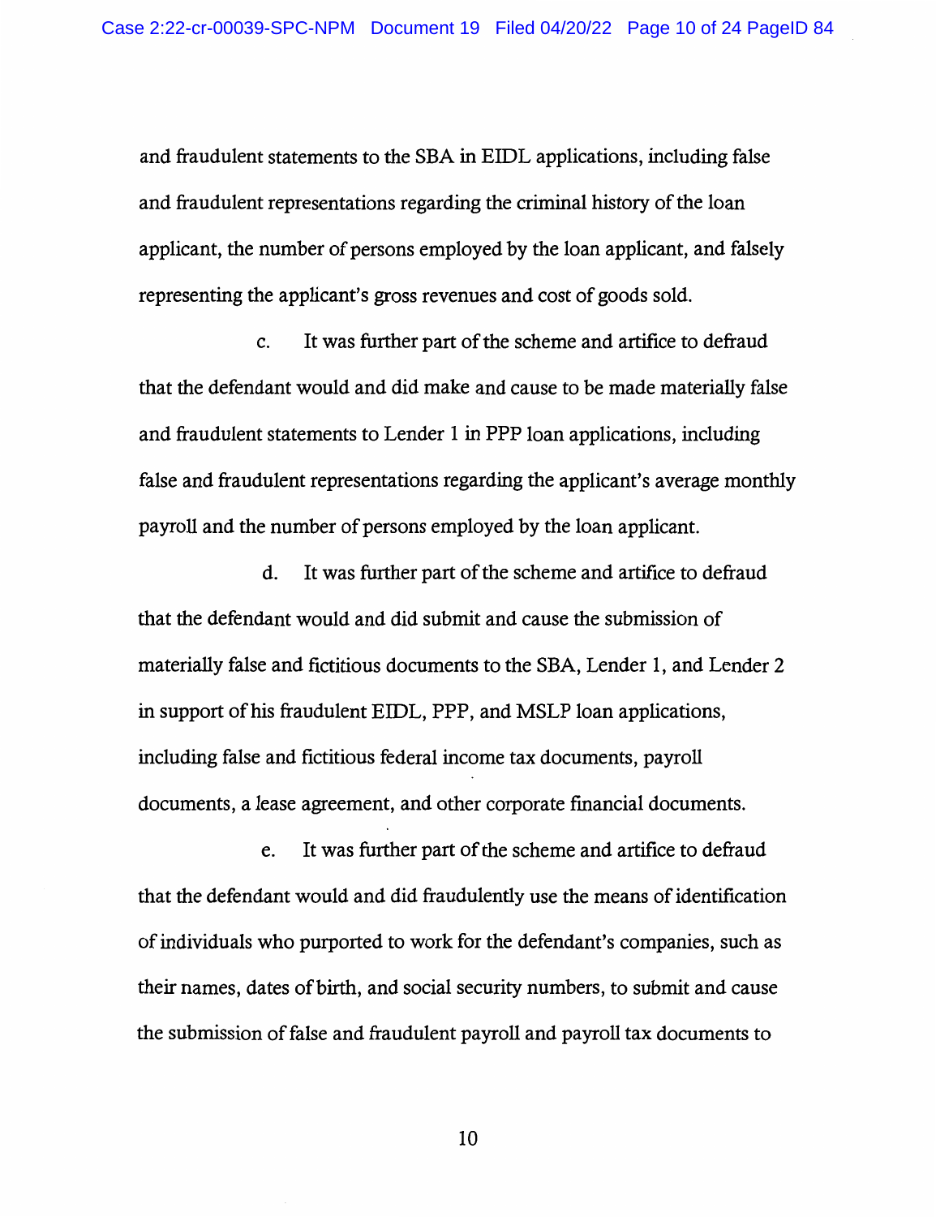and fraudulent statements to the SBA in EIDL applications, including false and fraudulent representations regarding the criminal history of the loan applicant, the number of persons employed by the loan applicant, and falsely representing the applicant's gross revenues and cost of goods sold.

c. It was further part of the scheme and artifice to defraud that the defendant would and did make and cause to be made materially false and fraudulent statements to Lender 1 in PPP loan applications, including false and fraudulent representations regarding the applicant's average monthly payroll and the number of persons employed by the loan applicant.

d. It was further part of the scheme and artifice to defraud that the defendant would and did submit and cause the submission of materially false and fictitious documents to the SBA, Lender 1, and Lender 2 in support of his fraudulent EIDL, PPP, and MSLP loan applications, including false and fictitious federal income tax documents, payroll documents, a lease agreement, and other corporate financial documents.

e. It was further part of the scheme and artifice to defraud that the defendant would and did fraudulently use the means of identification of individuals who purported to work for the defendant's companies, such as their names, dates of birth, and social security numbers, to submit and cause the submission of false and fraudulent payroll and payroll tax documents to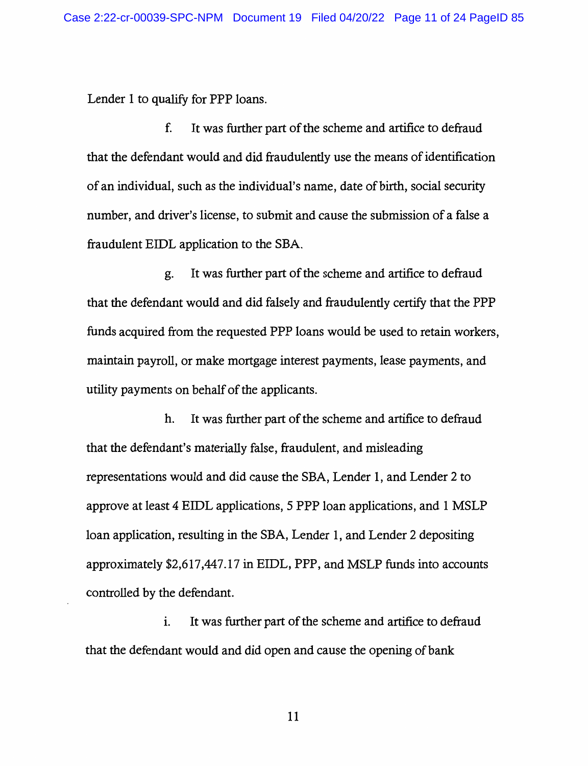Lender 1 to qualify for PPP loans.

f. It was further part of the scheme and artifice to defraud that the defendant would and did fraudulently use the means of identification of an individual, such as the individual's name, date of birth, social security number, and driver's license, to submit and cause the submission of a false a fraudulent EIDL application to the SBA.

g. It was further part of the scheme and artifice to defraud that the defendant would and did falsely and fraudulently certify that the PPP funds acquired from the requested PPP loans would be used to retain workers, maintain payroll, or make mortgage interest payments, lease payments, and utility payments on behalf of the applicants.

h. It was further part of the scheme and artifice to defraud that the defendant's materially false, fraudulent, and misleading representations would and did cause the SBA, Lender 1, and Lender 2 to approve at least 4 EIDL applications, 5 PPP loan applications, and 1 MSLP loan application, resulting in the SBA, Lender 1, and Lender 2 depositing approximately $2,617,447.17 in EIDL, PPP, and MSLP funds into accounts controlled by the defendant.

i. It was further part of the scheme and artifice to defraud that the defendant would and did open and cause the opening of bank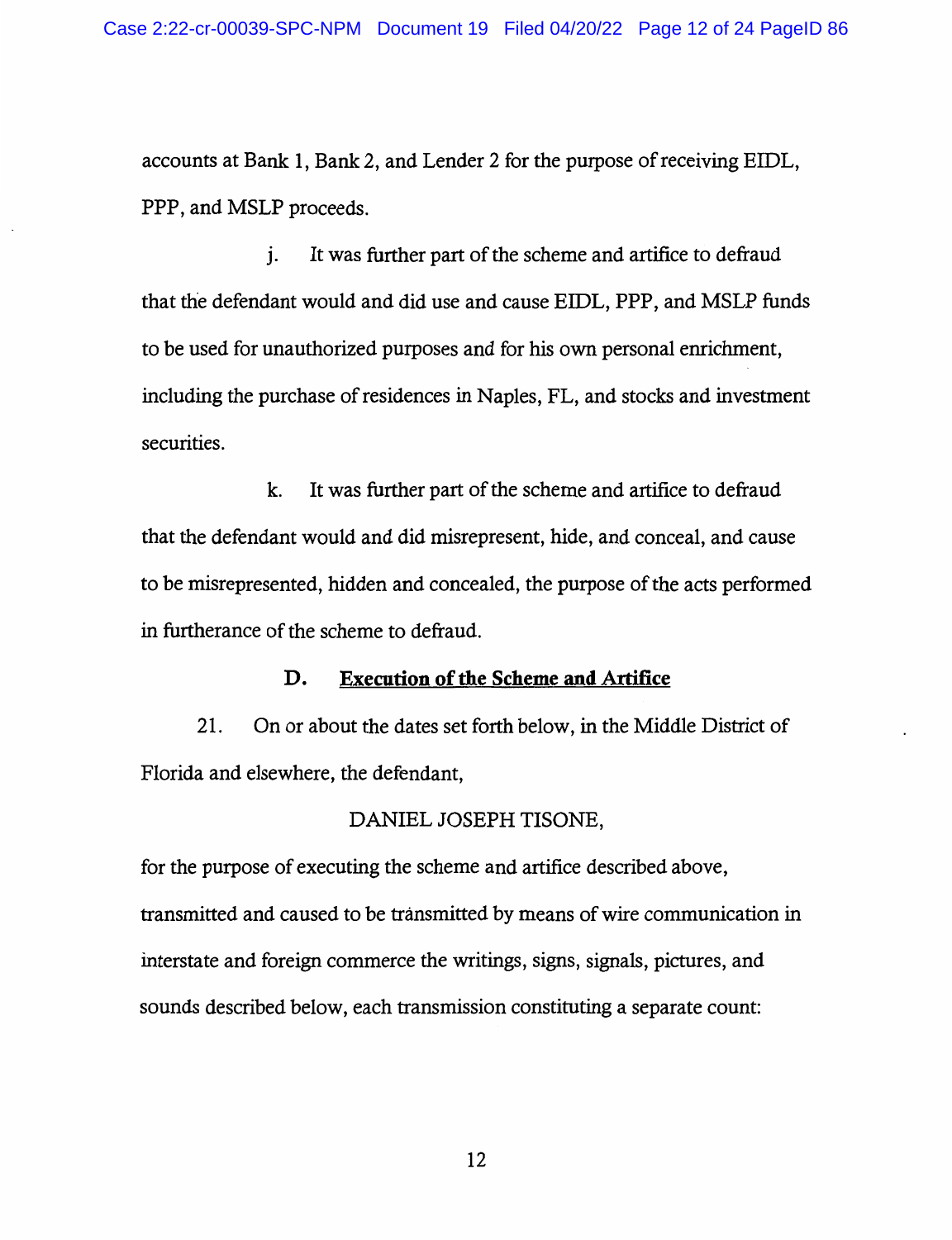accounts at Bank 1, Bank 2, and Lender 2 for the purpose of receiving EIDL, PPP, and MSLP proceeds.

j. It was further part of the scheme and artifice to defraud that the defendant would and did use and cause EIDL, PPP, and MSLP funds to be used for unauthorized purposes and for his own personal enrichment, including the purchase of residences in Naples, FL, and stocks and investment securities.

k. It was further part of the scheme and artifice to defraud that the defendant would and did misrepresent, hide, and conceal, and cause to be misrepresented, hidden and concealed, the purpose of the acts performed in furtherance of the scheme to defraud.

### D. Execution of the Scheme and Artifice

21. On or about the dates set forth below, in the Middle District of Florida and elsewhere, the defendant,

DANIEL JOSEPH TISONE,

for the purpose of executing the scheme and artifice described above, transmitted and caused to be transmitted by means of wire communication in interstate and foreign commerce the writings, signs, signals, pictures, and sounds described below, each transmission constituting a separate count: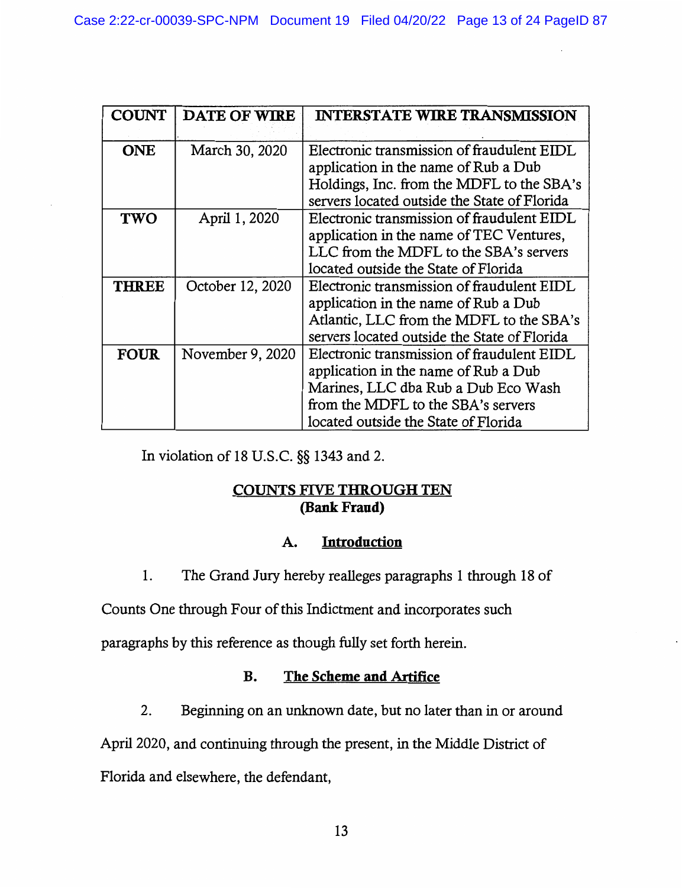| COUNT | DATE OF WIRE | INTERSTATE WIRE TRANSMISSION |
| --- | --- | --- |
| ONE | March 30, 2020 | Electronic transmission of fraudulent EIDL application in the name of Rub a Dub Holdings, Inc. from the MDFL to the SBA's servers located outside the State of Florida |
| TWO | April 1, 2020 | Electronic transmission of fraudulent EIDL application in the name of TEC Ventures, LLC from the MDFL to the SBA's servers located outside the State of Florida |
| THREE | October 12, 2020 | Electronic transmission of fraudulent EIDL application in the name of Rub a Dub Atlantic, LLC from the MDFL to the SBA's servers located outside the State of Florida |
| FOUR | November 9, 2020 | Electronic transmission of fraudulent EIDL application in the name of Rub a Dub Marines, LLC dba Rub a Dub Eco Wash from the MDFL to the SBA's servers located outside the State of Florida |

In violation of 18 U.S.C. §§ 1343 and 2.

## COUNTS FIVE THROUGH TEN
**(Bank Fraud)**

### A. Introduction

1. The Grand Jury hereby realleges paragraphs 1 through 18 of Counts One through Four of this Indictment and incorporates such paragraphs by this reference as though fully set forth herein.

### B. The Scheme and Artifice

2. Beginning on an unknown date, but no later than in or around April 2020, and continuing through the present, in the Middle District of Florida and elsewhere, the defendant,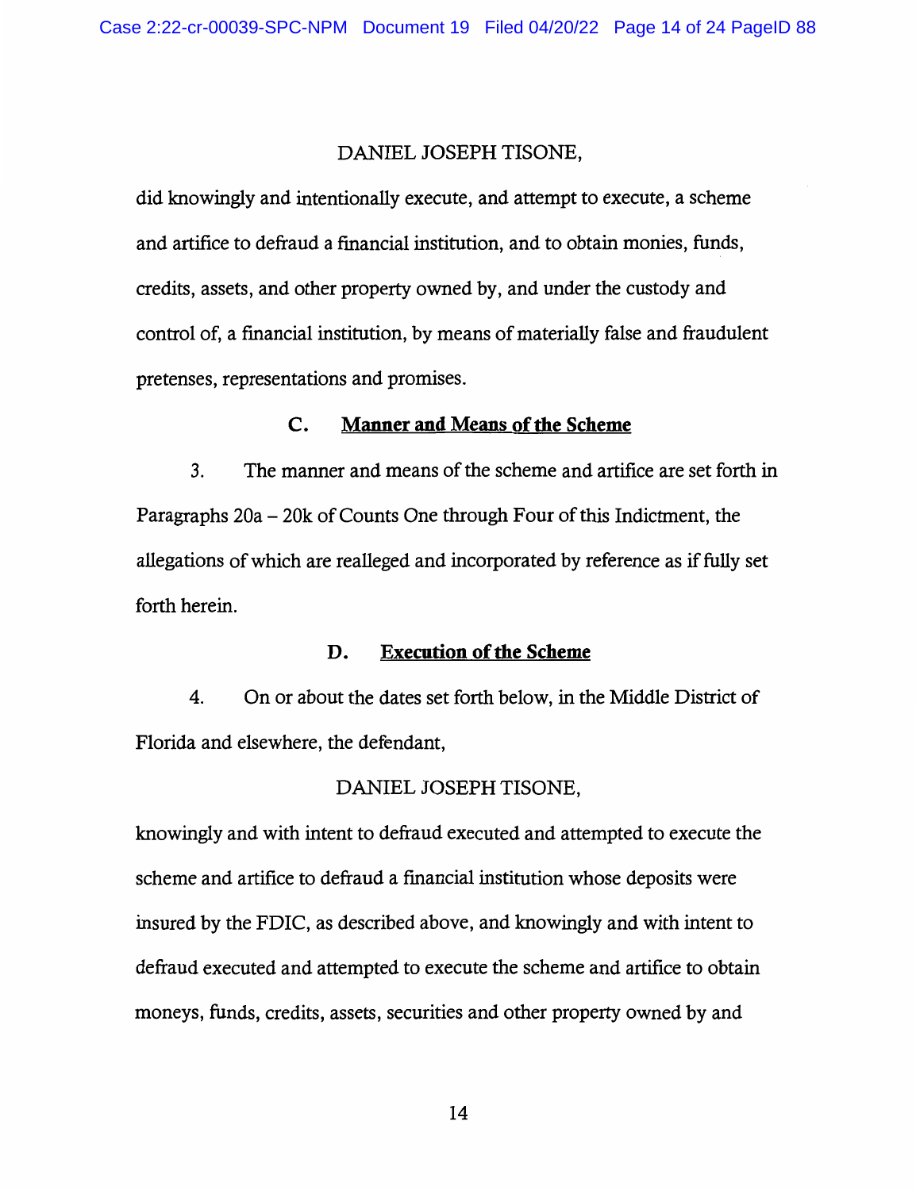DANIEL JOSEPH TISONE,

did knowingly and intentionally execute, and attempt to execute, a scheme and artifice to defraud a financial institution, and to obtain monies, funds, credits, assets, and other property owned by, and under the custody and control of, a financial institution, by means of materially false and fraudulent pretenses, representations and promises.

### C. Manner and Means of the Scheme

3. The manner and means of the scheme and artifice are set forth in Paragraphs 20a – 20k of Counts One through Four of this Indictment, the allegations of which are realleged and incorporated by reference as if fully set forth herein.

### D. Execution of the Scheme

4. On or about the dates set forth below, in the Middle District of Florida and elsewhere, the defendant,

DANIEL JOSEPH TISONE,

knowingly and with intent to defraud executed and attempted to execute the scheme and artifice to defraud a financial institution whose deposits were insured by the FDIC, as described above, and knowingly and with intent to defraud executed and attempted to execute the scheme and artifice to obtain moneys, funds, credits, assets, securities and other property owned by and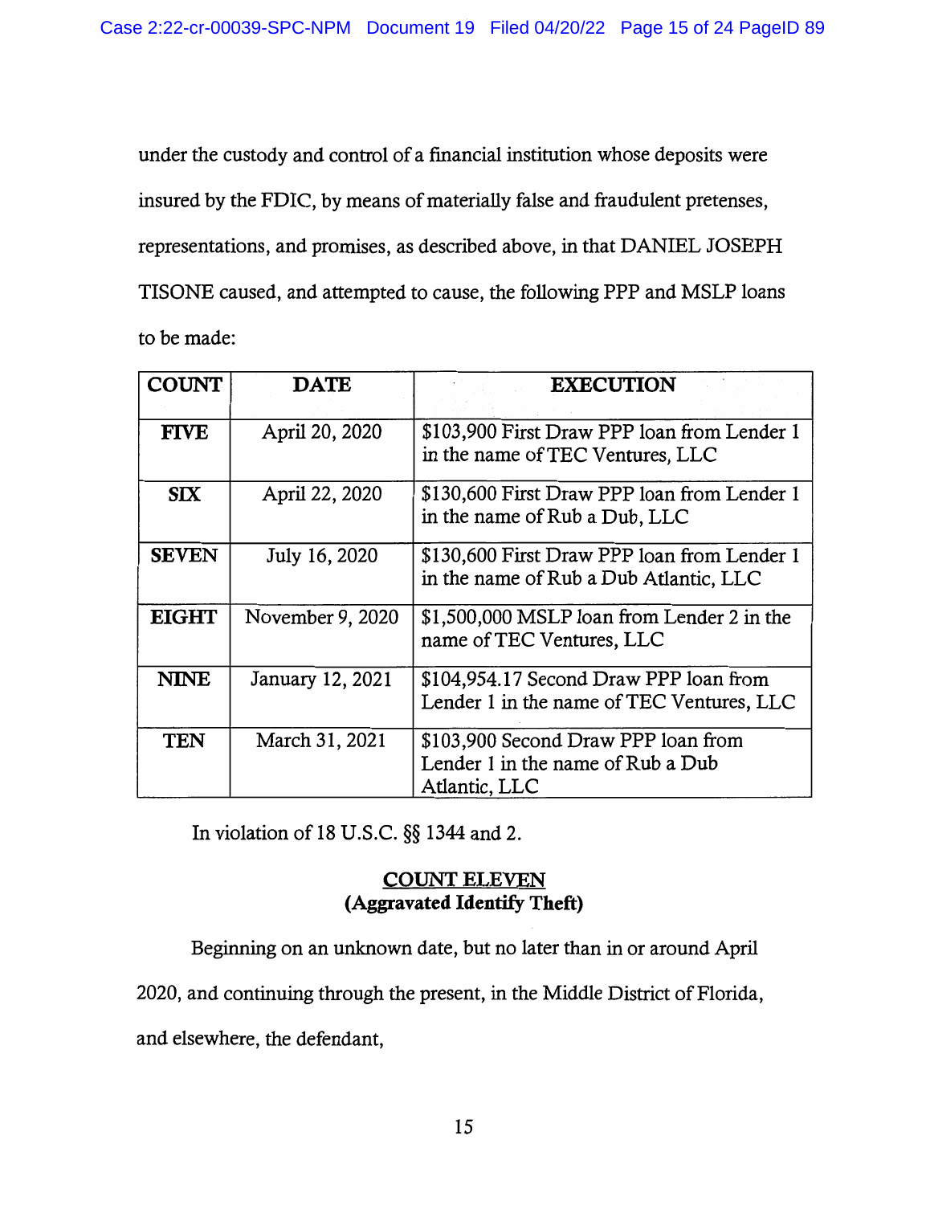under the custody and control of a financial institution whose deposits were insured by the FDIC, by means of materially false and fraudulent pretenses, representations, and promises, as described above, in that DANIEL JOSEPH TISONE caused, and attempted to cause, the following PPP and MSLP loans to be made:

| COUNT | DATE | EXECUTION |
|---|---|---|
| **FIVE** | April 20, 2020 | $103,900 First Draw PPP loan from Lender 1 in the name of TEC Ventures, LLC |
| **SIX** | April 22, 2020 | $130,600 First Draw PPP loan from Lender 1 in the name of Rub a Dub, LLC |
| **SEVEN** | July 16, 2020 | $130,600 First Draw PPP loan from Lender 1 in the name of Rub a Dub Atlantic, LLC |
| **EIGHT** | November 9, 2020 | $1,500,000 MSLP loan from Lender 2 in the name of TEC Ventures, LLC |
| **NINE** | January 12, 2021 | $104,954.17 Second Draw PPP loan from Lender 1 in the name of TEC Ventures, LLC |
| **TEN** | March 31, 2021 | $103,900 Second Draw PPP loan from Lender 1 in the name of Rub a Dub Atlantic, LLC |

In violation of 18 U.S.C. §§ 1344 and 2.

**<u>COUNT ELEVEN</u>**
**(Aggravated Identify Theft)**

Beginning on an unknown date, but no later than in or around April 2020, and continuing through the present, in the Middle District of Florida, and elsewhere, the defendant,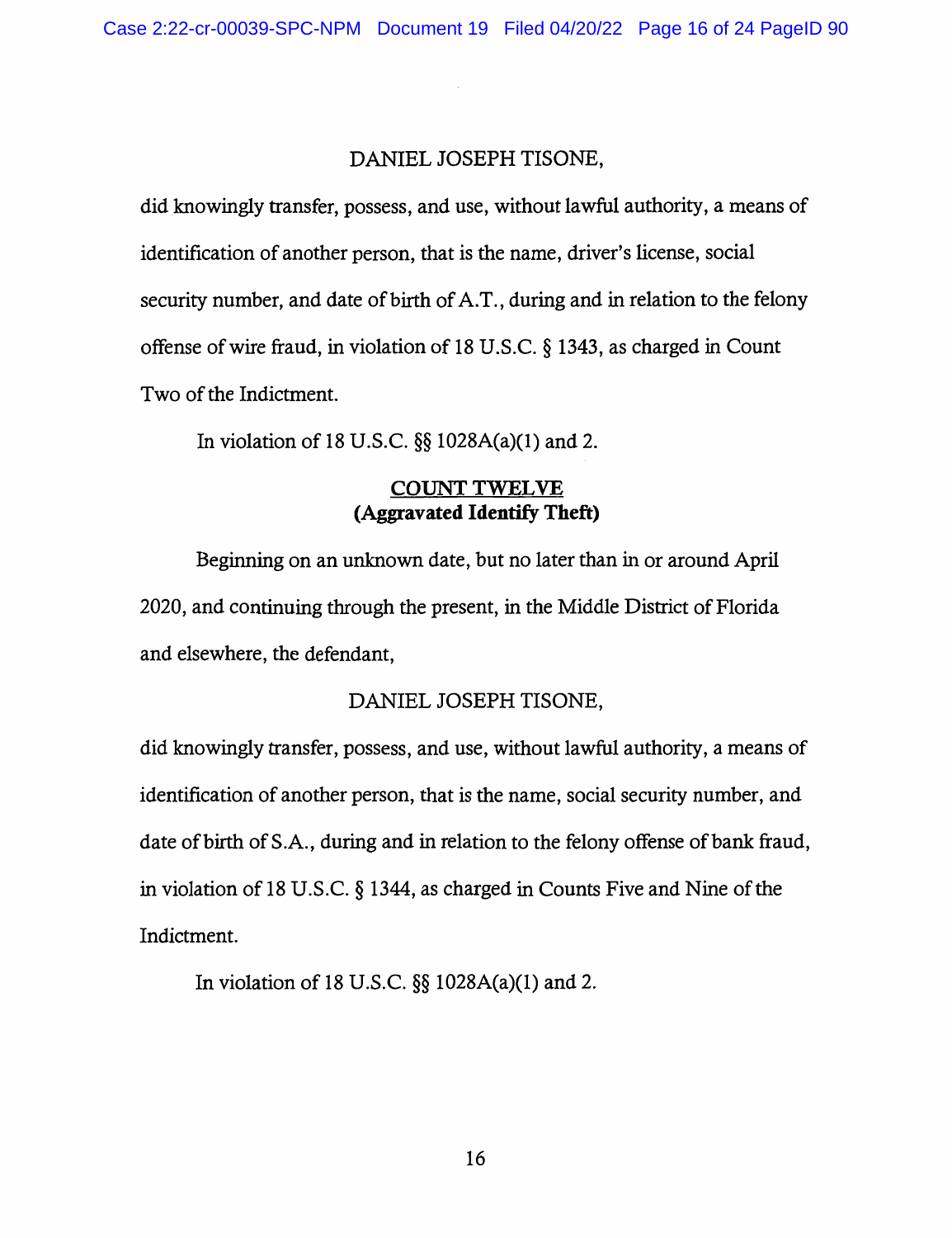DANIEL JOSEPH TISONE,

did knowingly transfer, possess, and use, without lawful authority, a means of identification of another person, that is the name, driver's license, social security number, and date of birth of A.T., during and in relation to the felony offense of wire fraud, in violation of 18 U.S.C. § 1343, as charged in Count Two of the Indictment.

In violation of 18 U.S.C. §§ 1028A(a)(1) and 2.

**COUNT TWELVE**
**(Aggravated Identify Theft)**

Beginning on an unknown date, but no later than in or around April 2020, and continuing through the present, in the Middle District of Florida and elsewhere, the defendant,

DANIEL JOSEPH TISONE,

did knowingly transfer, possess, and use, without lawful authority, a means of identification of another person, that is the name, social security number, and date of birth of S.A., during and in relation to the felony offense of bank fraud, in violation of 18 U.S.C. § 1344, as charged in Counts Five and Nine of the Indictment.

In violation of 18 U.S.C. §§ 1028A(a)(1) and 2.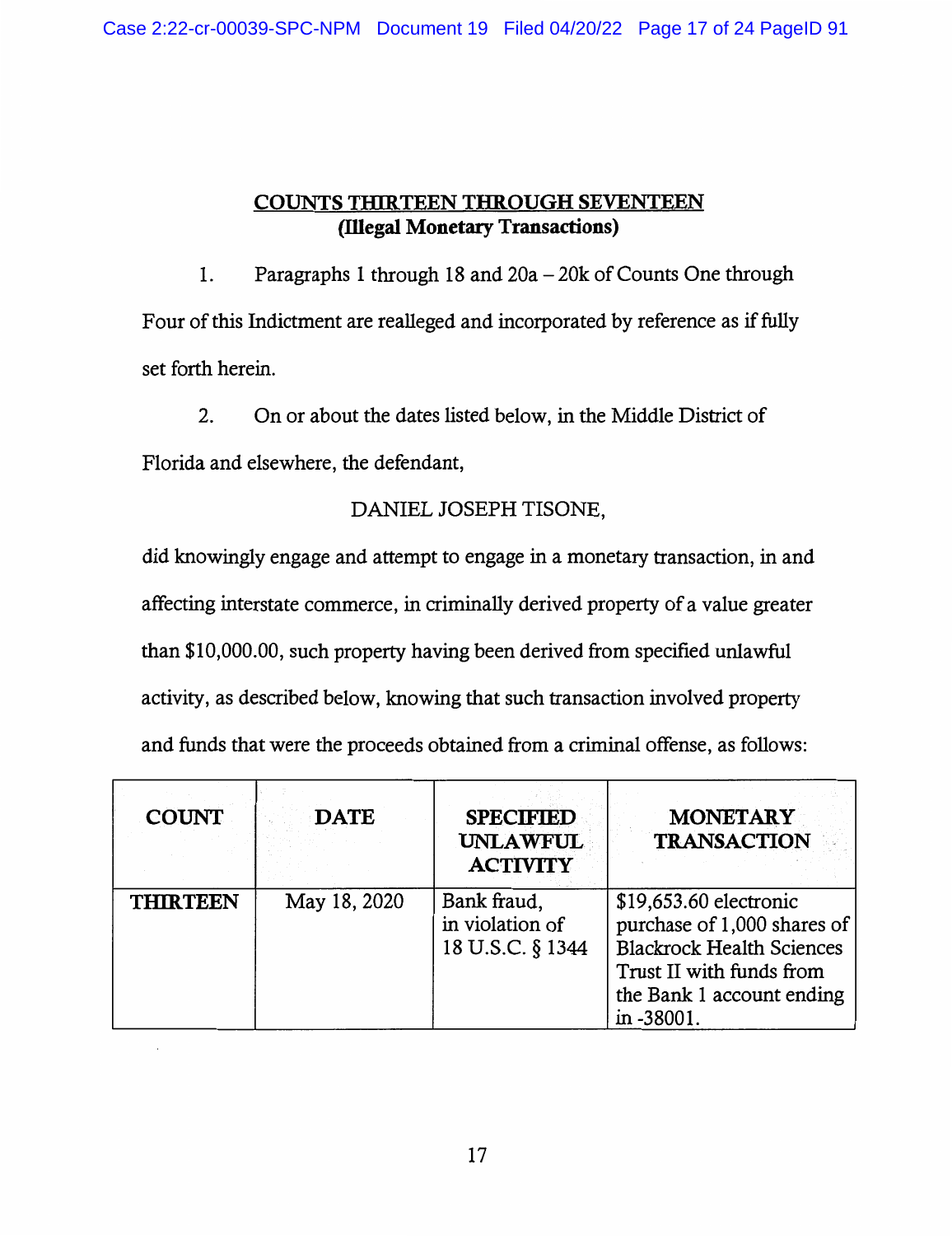## COUNTS THIRTEEN THROUGH SEVENTEEN
### (Illegal Monetary Transactions)

1. Paragraphs 1 through 18 and 20a – 20k of Counts One through Four of this Indictment are realleged and incorporated by reference as if fully set forth herein.

2. On or about the dates listed below, in the Middle District of Florida and elsewhere, the defendant,

DANIEL JOSEPH TISONE,

did knowingly engage and attempt to engage in a monetary transaction, in and affecting interstate commerce, in criminally derived property of a value greater than $10,000.00, such property having been derived from specified unlawful activity, as described below, knowing that such transaction involved property and funds that were the proceeds obtained from a criminal offense, as follows:

| COUNT | DATE | SPECIFIED UNLAWFUL ACTIVITY | MONETARY TRANSACTION |
|---|---|---|---|
| THIRTEEN | May 18, 2020 | Bank fraud, in violation of 18 U.S.C. § 1344 | $19,653.60 electronic purchase of 1,000 shares of Blackrock Health Sciences Trust II with funds from the Bank 1 account ending in -38001. |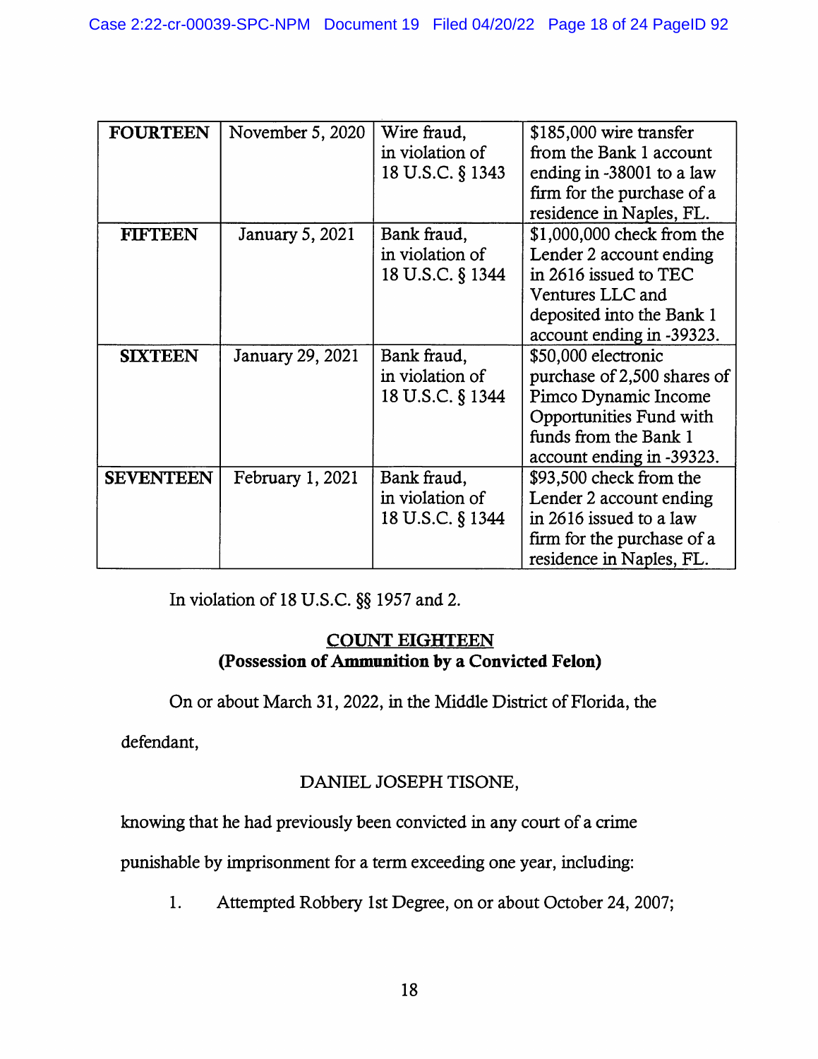| FOURTEEN | November 5, 2020 | Wire fraud, in violation of 18 U.S.C. § 1343 | $185,000 wire transfer from the Bank 1 account ending in -38001 to a law firm for the purchase of a residence in Naples, FL. |
|---|---|---|---|
| FIFTEEN | January 5, 2021 | Bank fraud, in violation of 18 U.S.C. § 1344 | $1,000,000 check from the Lender 2 account ending in 2616 issued to TEC Ventures LLC and deposited into the Bank 1 account ending in -39323. |
| SIXTEEN | January 29, 2021 | Bank fraud, in violation of 18 U.S.C. § 1344 | $50,000 electronic purchase of 2,500 shares of Pimco Dynamic Income Opportunities Fund with funds from the Bank 1 account ending in -39323. |
| SEVENTEEN | February 1, 2021 | Bank fraud, in violation of 18 U.S.C. § 1344 | $93,500 check from the Lender 2 account ending in 2616 issued to a law firm for the purchase of a residence in Naples, FL. |

In violation of 18 U.S.C. §§ 1957 and 2.

## COUNT EIGHTEEN
**(Possession of Ammunition by a Convicted Felon)**

On or about March 31, 2022, in the Middle District of Florida, the defendant,

DANIEL JOSEPH TISONE,

knowing that he had previously been convicted in any court of a crime punishable by imprisonment for a term exceeding one year, including:

1. Attempted Robbery 1st Degree, on or about October 24, 2007;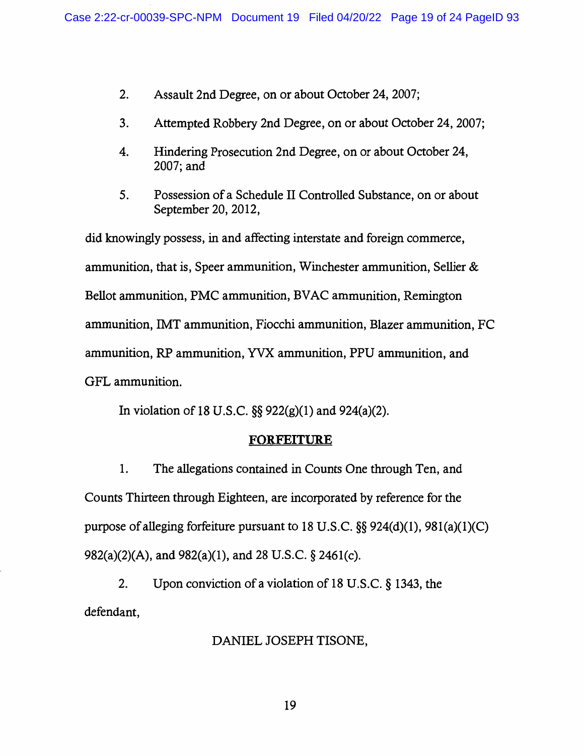2. Assault 2nd Degree, on or about October 24, 2007;

3. Attempted Robbery 2nd Degree, on or about October 24, 2007;

4. Hindering Prosecution 2nd Degree, on or about October 24, 2007; and

5. Possession of a Schedule II Controlled Substance, on or about September 20, 2012,

did knowingly possess, in and affecting interstate and foreign commerce, ammunition, that is, Speer ammunition, Winchester ammunition, Sellier & Bellot ammunition, PMC ammunition, BVAC ammunition, Remington ammunition, IMT ammunition, Fiocchi ammunition, Blazer ammunition, FC ammunition, RP ammunition, YVX ammunition, PPU ammunition, and GFL ammunition.

In violation of 18 U.S.C. §§ 922(g)(1) and 924(a)(2).

## FORFEITURE

1. The allegations contained in Counts One through Ten, and Counts Thirteen through Eighteen, are incorporated by reference for the purpose of alleging forfeiture pursuant to 18 U.S.C. §§ 924(d)(1), 981(a)(1)(C) 982(a)(2)(A), and 982(a)(1), and 28 U.S.C. § 2461(c).

2. Upon conviction of a violation of 18 U.S.C. § 1343, the defendant,

DANIEL JOSEPH TISONE,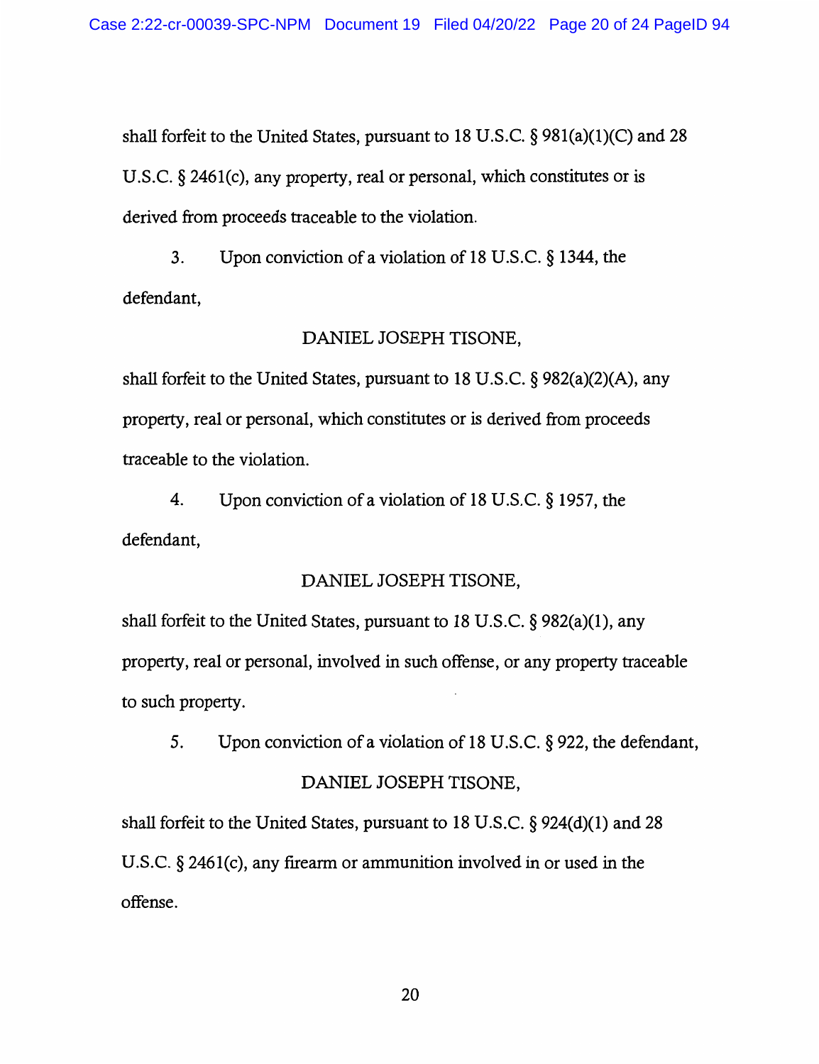shall forfeit to the United States, pursuant to 18 U.S.C. § 981(a)(1)(C) and 28 U.S.C. § 2461(c), any property, real or personal, which constitutes or is derived from proceeds traceable to the violation.

3. Upon conviction of a violation of 18 U.S.C. § 1344, the defendant,

DANIEL JOSEPH TISONE,

shall forfeit to the United States, pursuant to 18 U.S.C. § 982(a)(2)(A), any property, real or personal, which constitutes or is derived from proceeds traceable to the violation.

4. Upon conviction of a violation of 18 U.S.C. § 1957, the defendant,

DANIEL JOSEPH TISONE,

shall forfeit to the United States, pursuant to 18 U.S.C. § 982(a)(1), any property, real or personal, involved in such offense, or any property traceable to such property.

5. Upon conviction of a violation of 18 U.S.C. § 922, the defendant,

DANIEL JOSEPH TISONE,

shall forfeit to the United States, pursuant to 18 U.S.C. § 924(d)(1) and 28 U.S.C. § 2461(c), any firearm or ammunition involved in or used in the offense.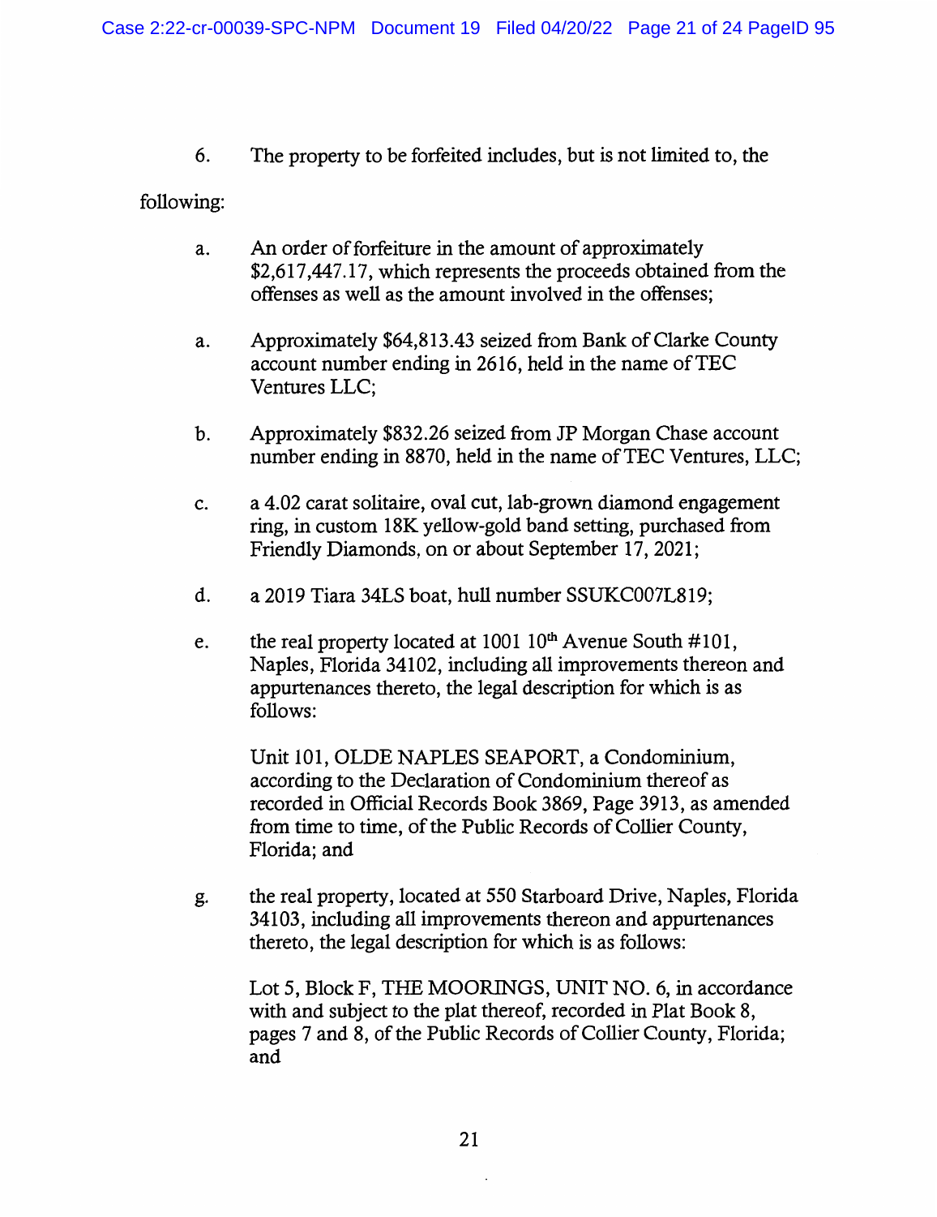6. The property to be forfeited includes, but is not limited to, the following:

a. An order of forfeiture in the amount of approximately $2,617,447.17, which represents the proceeds obtained from the offenses as well as the amount involved in the offenses;

a. Approximately $64,813.43 seized from Bank of Clarke County account number ending in 2616, held in the name of TEC Ventures LLC;

b. Approximately $832.26 seized from JP Morgan Chase account number ending in 8870, held in the name of TEC Ventures, LLC;

c. a 4.02 carat solitaire, oval cut, lab-grown diamond engagement ring, in custom 18K yellow-gold band setting, purchased from Friendly Diamonds, on or about September 17, 2021;

d. a 2019 Tiara 34LS boat, hull number SSUKC007L819;

e. the real property located at 1001 10th Avenue South #101, Naples, Florida 34102, including all improvements thereon and appurtenances thereto, the legal description for which is as follows:

   Unit 101, OLDE NAPLES SEAPORT, a Condominium, according to the Declaration of Condominium thereof as recorded in Official Records Book 3869, Page 3913, as amended from time to time, of the Public Records of Collier County, Florida; and

g. the real property, located at 550 Starboard Drive, Naples, Florida 34103, including all improvements thereon and appurtenances thereto, the legal description for which is as follows:

   Lot 5, Block F, THE MOORINGS, UNIT NO. 6, in accordance with and subject to the plat thereof, recorded in Plat Book 8, pages 7 and 8, of the Public Records of Collier County, Florida; and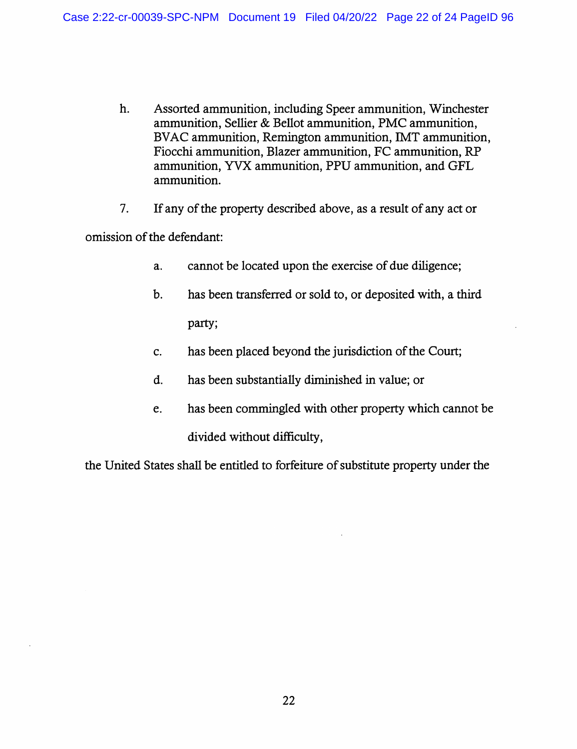h. Assorted ammunition, including Speer ammunition, Winchester ammunition, Sellier & Bellot ammunition, PMC ammunition, BVAC ammunition, Remington ammunition, IMT ammunition, Fiocchi ammunition, Blazer ammunition, FC ammunition, RP ammunition, YVX ammunition, PPU ammunition, and GFL ammunition.

7. If any of the property described above, as a result of any act or omission of the defendant:

a. cannot be located upon the exercise of due diligence;

b. has been transferred or sold to, or deposited with, a third party;

c. has been placed beyond the jurisdiction of the Court;

d. has been substantially diminished in value; or

e. has been commingled with other property which cannot be divided without difficulty,

the United States shall be entitled to forfeiture of substitute property under the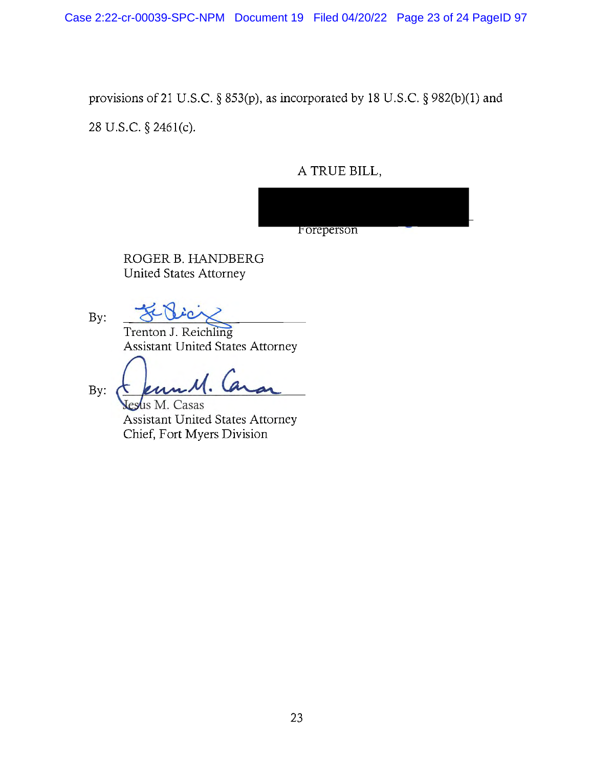provisions of 21 U.S.C. § 853(p), as incorporated by 18 U.S.C. § 982(b)(1) and 28 U.S.C. § 2461(c).

A TRUE BILL,

Foreperson

ROGER B. HANDBERG
United States Attorney

By: Trenton J. Reichling
Assistant United States Attorney

By: Jesus M. Casas
Assistant United States Attorney
Chief, Fort Myers Division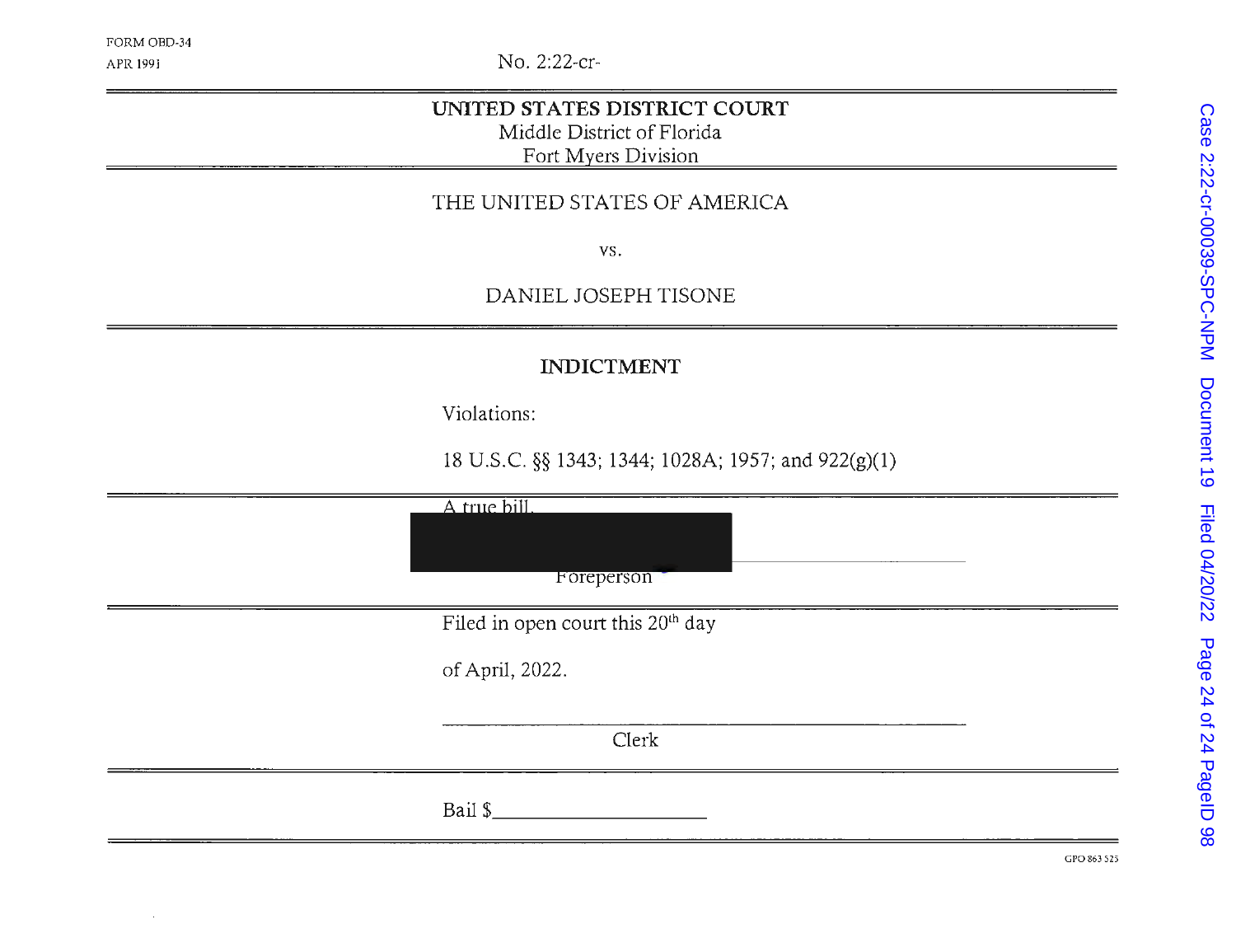FORM OBD-34
APR 1991

No. 2:22-cr-

**UNITED STATES DISTRICT COURT**
Middle District of Florida
Fort Myers Division

THE UNITED STATES OF AMERICA

vs.

DANIEL JOSEPH TISONE

## INDICTMENT

Violations:

18 U.S.C. §§ 1343; 1344; 1028A; 1957; and 922(g)(1)

A true bill,

Foreperson

Filed in open court this 20th day

of April, 2022.

Clerk

Bail $

GPO 863 525